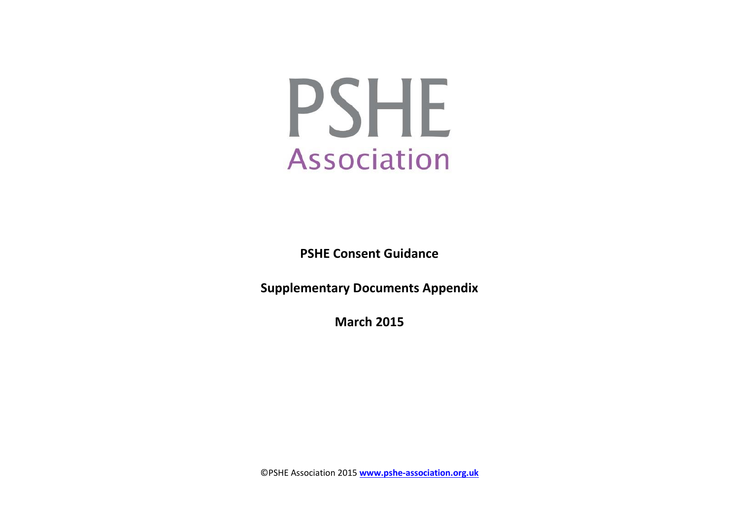# PSHE

## Association

**PSHE Consent Guidance**

**Supplementary Documents Appendix**

**March 2015**

©PSHE Association 2015 **[www.pshe-association.org.uk](http://www.pshe-association.org.uk)**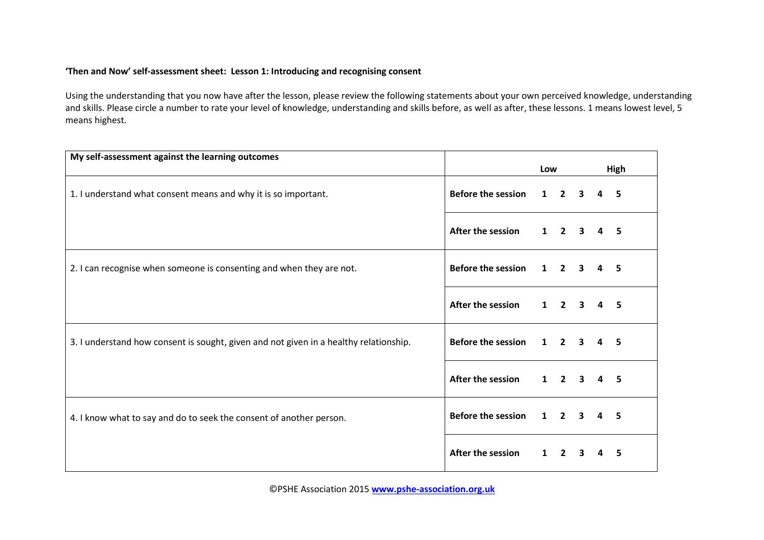**'Then and Now' self-assessment sheet: Lesson 1: Introducing and recognising consent**

Using the understanding that you now have after the lesson, please review the following statements about your own perceived knowledge, understanding and skills. Please circle a number to rate your level of knowledge, understanding and skills before, as well as after, these lessons. 1 means lowest level, 5 means highest.

| My self-assessment against the learning outcomes | | Low | | | | High |
|---|---|---|---|---|---|---|
| 1. I understand what consent means and why it is so important. | **Before the session** | **1** | **2** | **3** | **4** | **5** |
| | **After the session** | **1** | **2** | **3** | **4** | **5** |
| 2. I can recognise when someone is consenting and when they are not. | **Before the session** | **1** | **2** | **3** | **4** | **5** |
| | **After the session** | **1** | **2** | **3** | **4** | **5** |
| 3. I understand how consent is sought, given and not given in a healthy relationship. | **Before the session** | **1** | **2** | **3** | **4** | **5** |
| | **After the session** | **1** | **2** | **3** | **4** | **5** |
| 4. I know what to say and do to seek the consent of another person. | **Before the session** | **1** | **2** | **3** | **4** | **5** |
| | **After the session** | **1** | **2** | **3** | **4** | **5** |

©PSHE Association 2015 **www.pshe-association.org.uk**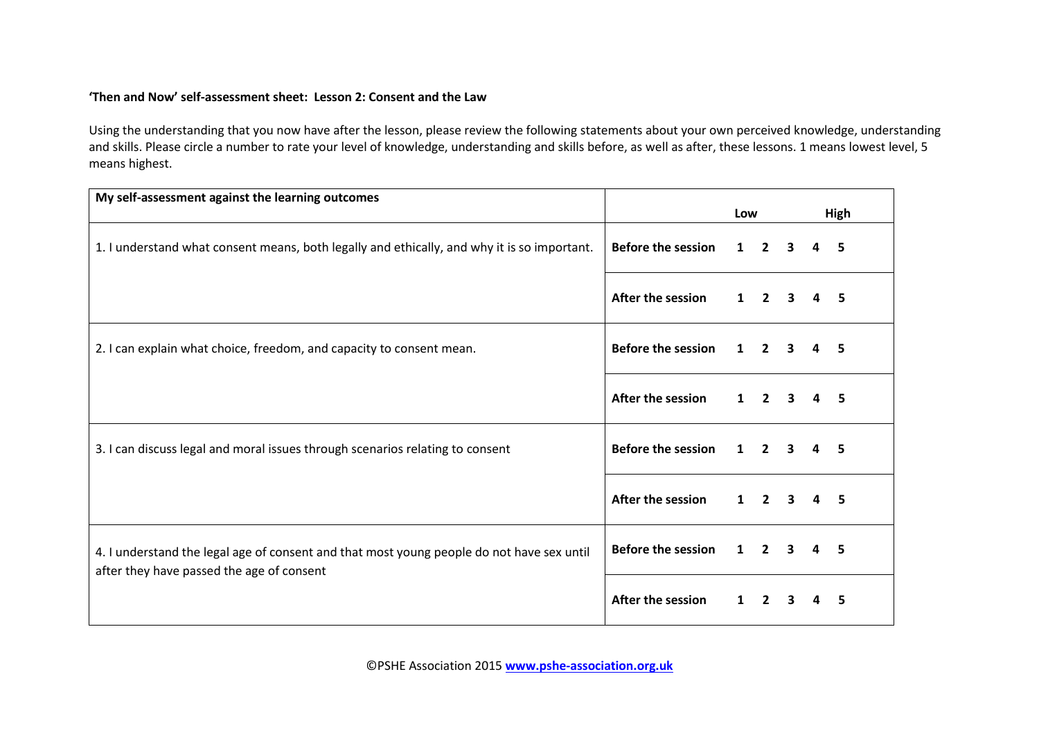**'Then and Now' self-assessment sheet: Lesson 2: Consent and the Law**

Using the understanding that you now have after the lesson, please review the following statements about your own perceived knowledge, understanding and skills. Please circle a number to rate your level of knowledge, understanding and skills before, as well as after, these lessons. 1 means lowest level, 5 means highest.

| My self-assessment against the learning outcomes | | Low | | | | High |
|---|---|---|---|---|---|---|
| 1. I understand what consent means, both legally and ethically, and why it is so important. | **Before the session** | **1** | **2** | **3** | **4** | **5** |
| | **After the session** | **1** | **2** | **3** | **4** | **5** |
| 2. I can explain what choice, freedom, and capacity to consent mean. | **Before the session** | **1** | **2** | **3** | **4** | **5** |
| | **After the session** | **1** | **2** | **3** | **4** | **5** |
| 3. I can discuss legal and moral issues through scenarios relating to consent | **Before the session** | **1** | **2** | **3** | **4** | **5** |
| | **After the session** | **1** | **2** | **3** | **4** | **5** |
| 4. I understand the legal age of consent and that most young people do not have sex until after they have passed the age of consent | **Before the session** | **1** | **2** | **3** | **4** | **5** |
| | **After the session** | **1** | **2** | **3** | **4** | **5** |

©PSHE Association 2015 **www.pshe-association.org.uk**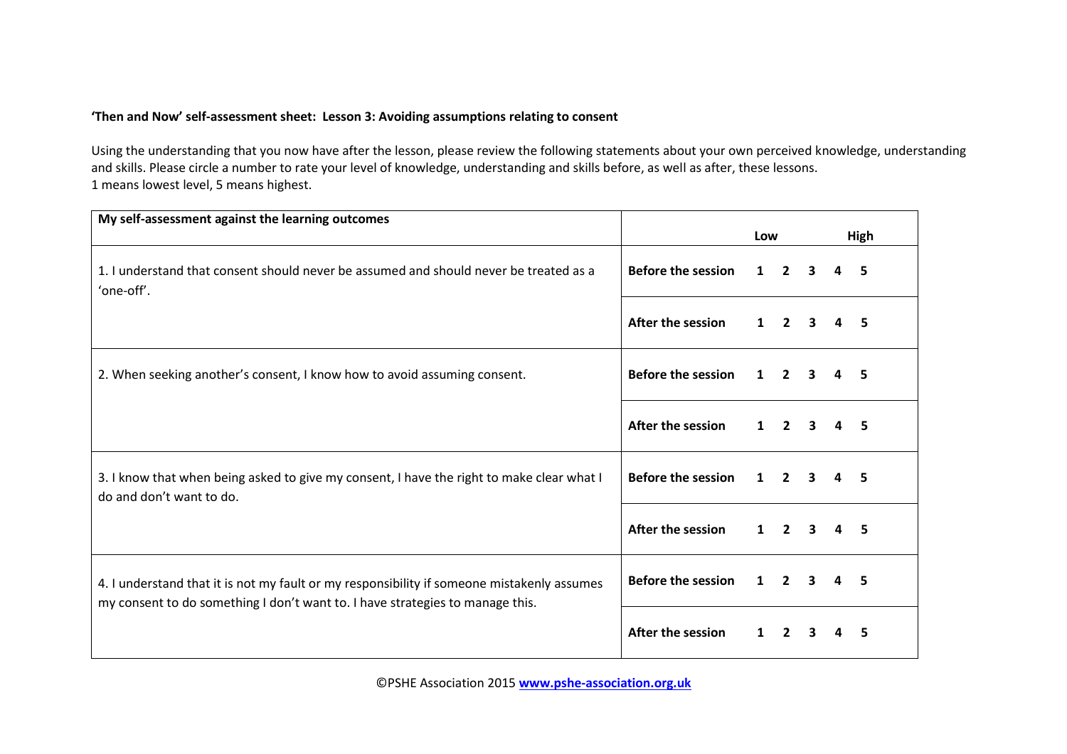**'Then and Now' self-assessment sheet: Lesson 3: Avoiding assumptions relating to consent**

Using the understanding that you now have after the lesson, please review the following statements about your own perceived knowledge, understanding and skills. Please circle a number to rate your level of knowledge, understanding and skills before, as well as after, these lessons.
1 means lowest level, 5 means highest.

| My self-assessment against the learning outcomes | | Low | | | | High |
|---|---|---|---|---|---|---|
| 1. I understand that consent should never be assumed and should never be treated as a 'one-off'. | **Before the session** | **1** | **2** | **3** | **4** | **5** |
| | **After the session** | **1** | **2** | **3** | **4** | **5** |
| 2. When seeking another's consent, I know how to avoid assuming consent. | **Before the session** | **1** | **2** | **3** | **4** | **5** |
| | **After the session** | **1** | **2** | **3** | **4** | **5** |
| 3. I know that when being asked to give my consent, I have the right to make clear what I do and don't want to do. | **Before the session** | **1** | **2** | **3** | **4** | **5** |
| | **After the session** | **1** | **2** | **3** | **4** | **5** |
| 4. I understand that it is not my fault or my responsibility if someone mistakenly assumes my consent to do something I don't want to. I have strategies to manage this. | **Before the session** | **1** | **2** | **3** | **4** | **5** |
| | **After the session** | **1** | **2** | **3** | **4** | **5** |

©PSHE Association 2015 **www.pshe-association.org.uk**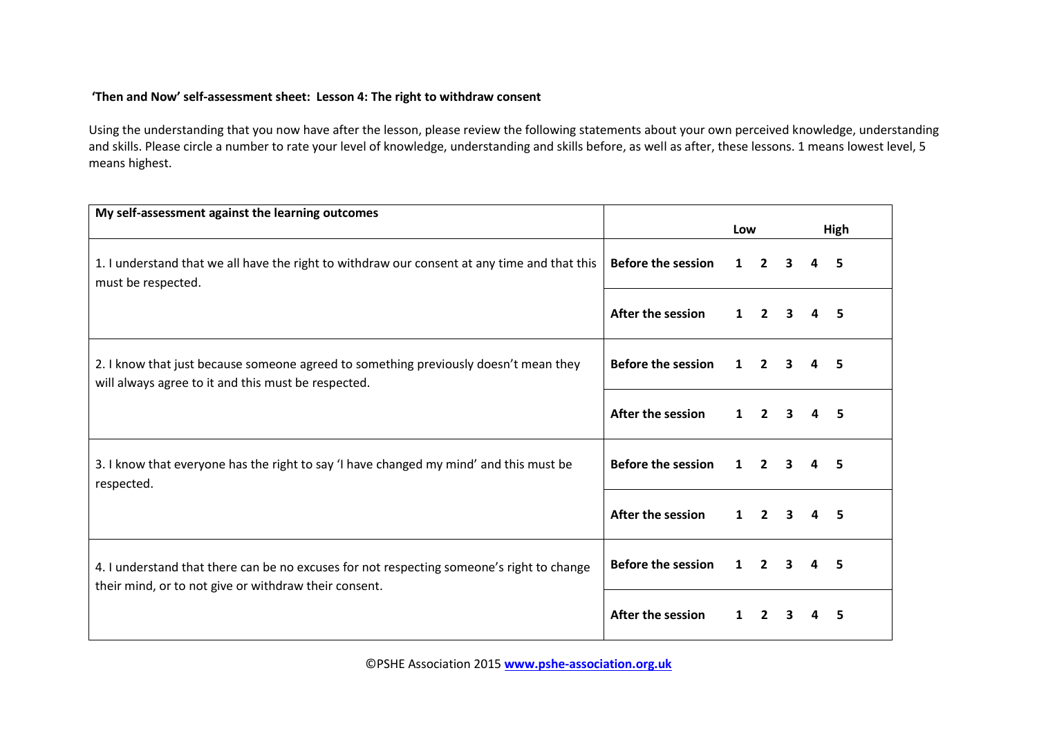**'Then and Now' self-assessment sheet: Lesson 4: The right to withdraw consent**

Using the understanding that you now have after the lesson, please review the following statements about your own perceived knowledge, understanding and skills. Please circle a number to rate your level of knowledge, understanding and skills before, as well as after, these lessons. 1 means lowest level, 5 means highest.

| **My self-assessment against the learning outcomes** | | **Low** | | | | **High** |
|---|---|---|---|---|---|---|
| 1. I understand that we all have the right to withdraw our consent at any time and that this must be respected. | **Before the session** | **1** | **2** | **3** | **4** | **5** |
| | **After the session** | **1** | **2** | **3** | **4** | **5** |
| 2. I know that just because someone agreed to something previously doesn't mean they will always agree to it and this must be respected. | **Before the session** | **1** | **2** | **3** | **4** | **5** |
| | **After the session** | **1** | **2** | **3** | **4** | **5** |
| 3. I know that everyone has the right to say 'I have changed my mind' and this must be respected. | **Before the session** | **1** | **2** | **3** | **4** | **5** |
| | **After the session** | **1** | **2** | **3** | **4** | **5** |
| 4. I understand that there can be no excuses for not respecting someone's right to change their mind, or to not give or withdraw their consent. | **Before the session** | **1** | **2** | **3** | **4** | **5** |
| | **After the session** | **1** | **2** | **3** | **4** | **5** |

©PSHE Association 2015 **www.pshe-association.org.uk**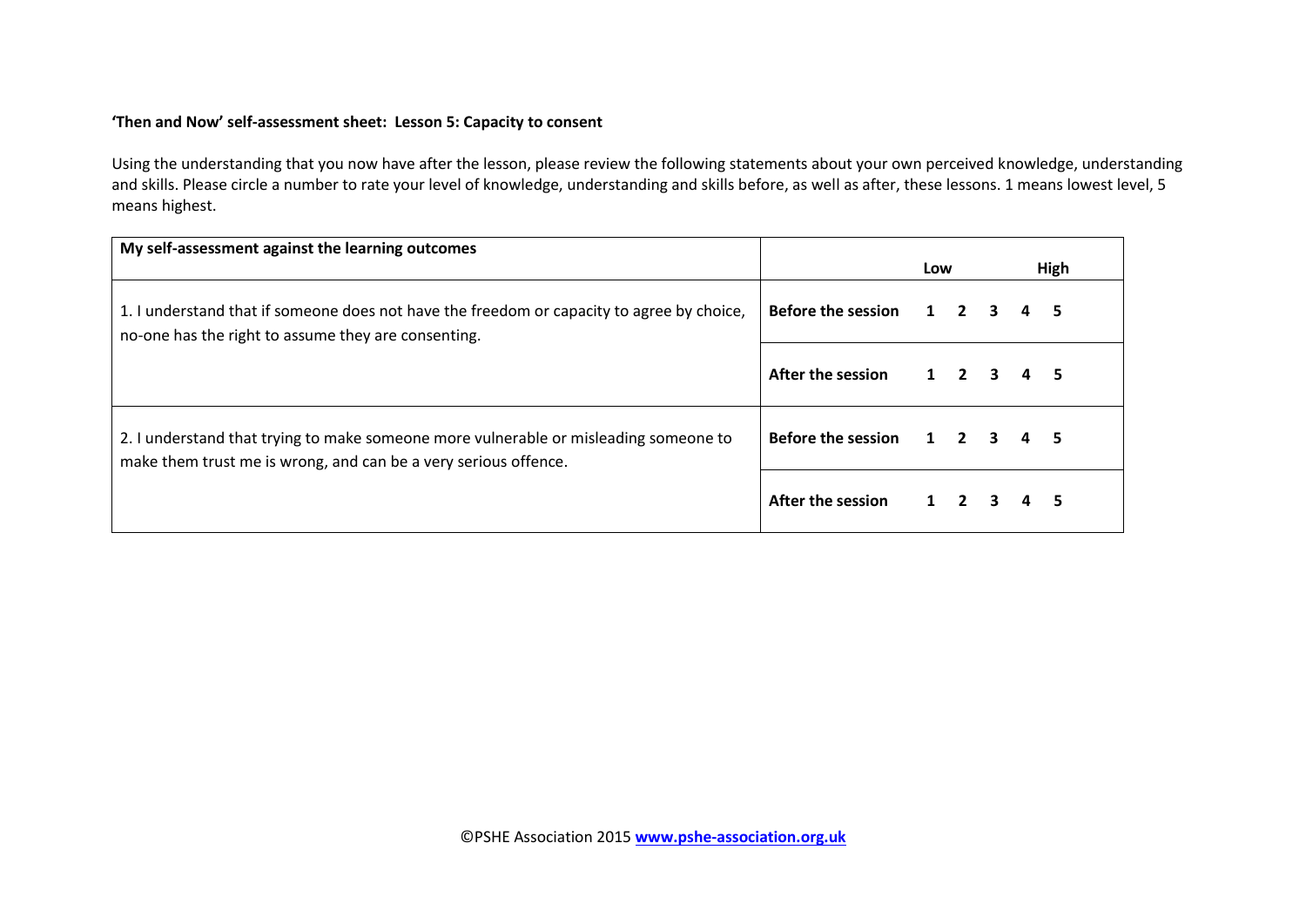**'Then and Now' self-assessment sheet: Lesson 5: Capacity to consent**

Using the understanding that you now have after the lesson, please review the following statements about your own perceived knowledge, understanding and skills. Please circle a number to rate your level of knowledge, understanding and skills before, as well as after, these lessons. 1 means lowest level, 5 means highest.

| My self-assessment against the learning outcomes | | Low | | | | High |
|---|---|---|---|---|---|---|
| 1. I understand that if someone does not have the freedom or capacity to agree by choice, no-one has the right to assume they are consenting. | **Before the session** | **1** | **2** | **3** | **4** | **5** |
| | **After the session** | **1** | **2** | **3** | **4** | **5** |
| 2. I understand that trying to make someone more vulnerable or misleading someone to make them trust me is wrong, and can be a very serious offence. | **Before the session** | **1** | **2** | **3** | **4** | **5** |
| | **After the session** | **1** | **2** | **3** | **4** | **5** |

©PSHE Association 2015 **www.pshe-association.org.uk**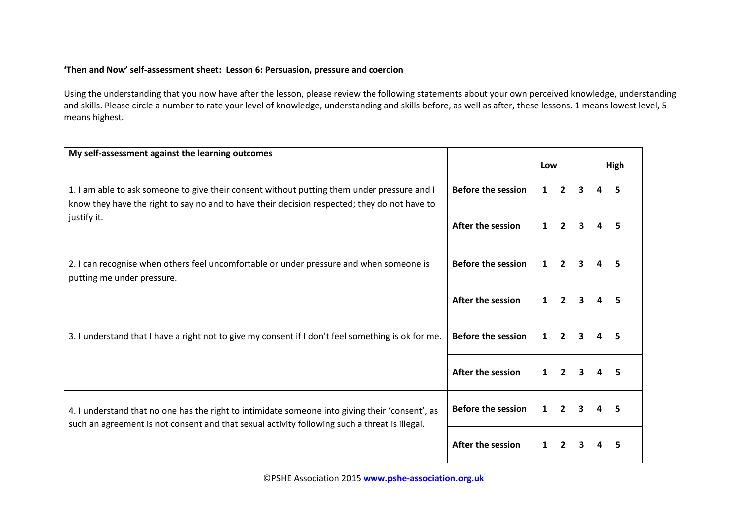**'Then and Now' self-assessment sheet: Lesson 6: Persuasion, pressure and coercion**

Using the understanding that you now have after the lesson, please review the following statements about your own perceived knowledge, understanding and skills. Please circle a number to rate your level of knowledge, understanding and skills before, as well as after, these lessons. 1 means lowest level, 5 means highest.

| My self-assessment against the learning outcomes | | Low | | | | High |
|---|---|---|---|---|---|---|
| 1. I am able to ask someone to give their consent without putting them under pressure and I know they have the right to say no and to have their decision respected; they do not have to justify it. | **Before the session** | **1** | **2** | **3** | **4** | **5** |
| | **After the session** | **1** | **2** | **3** | **4** | **5** |
| 2. I can recognise when others feel uncomfortable or under pressure and when someone is putting me under pressure. | **Before the session** | **1** | **2** | **3** | **4** | **5** |
| | **After the session** | **1** | **2** | **3** | **4** | **5** |
| 3. I understand that I have a right not to give my consent if I don't feel something is ok for me. | **Before the session** | **1** | **2** | **3** | **4** | **5** |
| | **After the session** | **1** | **2** | **3** | **4** | **5** |
| 4. I understand that no one has the right to intimidate someone into giving their 'consent', as such an agreement is not consent and that sexual activity following such a threat is illegal. | **Before the session** | **1** | **2** | **3** | **4** | **5** |
| | **After the session** | **1** | **2** | **3** | **4** | **5** |

©PSHE Association 2015 **www.pshe-association.org.uk**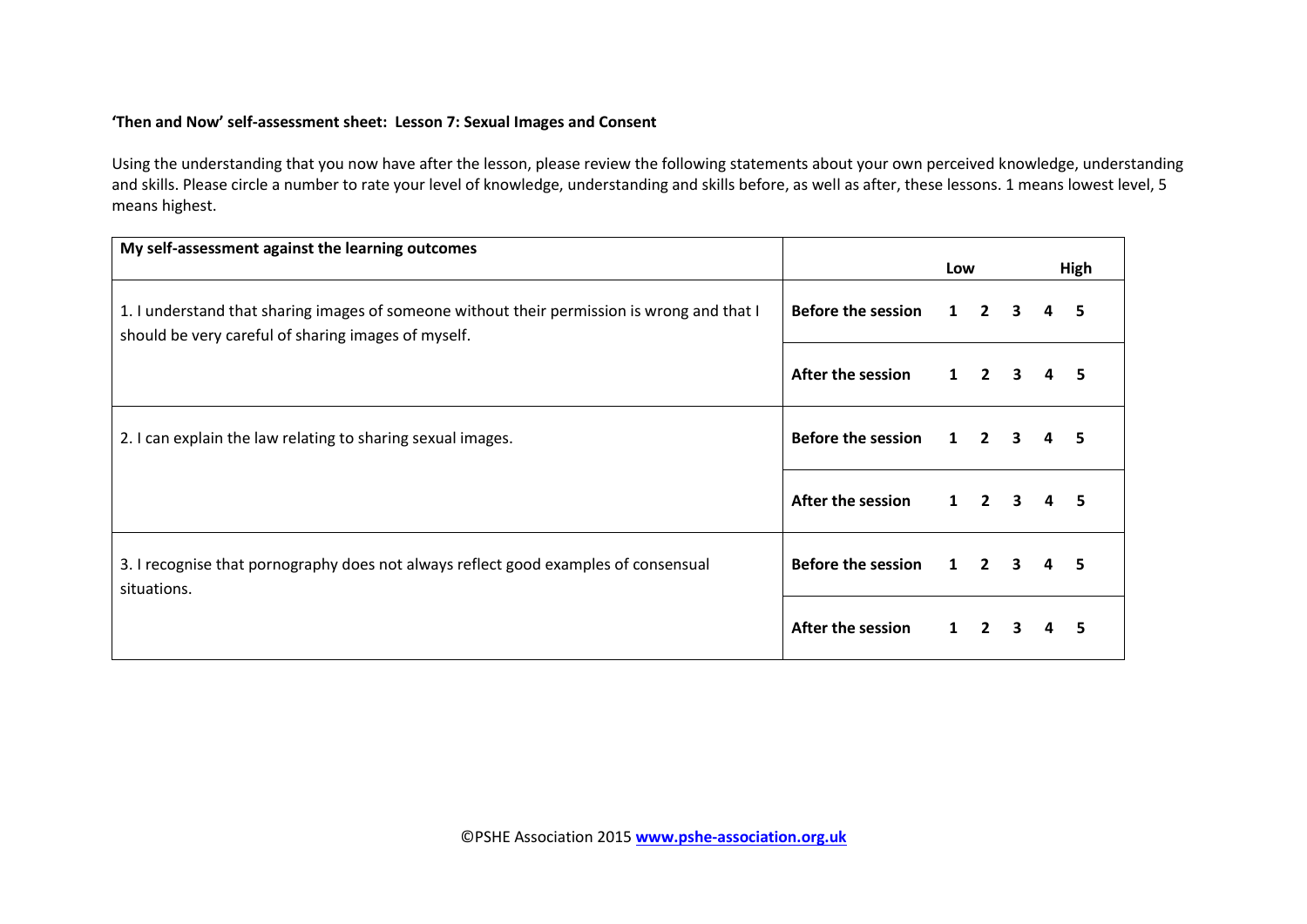**'Then and Now' self-assessment sheet: Lesson 7: Sexual Images and Consent**

Using the understanding that you now have after the lesson, please review the following statements about your own perceived knowledge, understanding and skills. Please circle a number to rate your level of knowledge, understanding and skills before, as well as after, these lessons. 1 means lowest level, 5 means highest.

| My self-assessment against the learning outcomes | | Low | | | | High |
|---|---|---|---|---|---|---|
| 1. I understand that sharing images of someone without their permission is wrong and that I should be very careful of sharing images of myself. | **Before the session** | **1** | **2** | **3** | **4** | **5** |
| | **After the session** | **1** | **2** | **3** | **4** | **5** |
| 2. I can explain the law relating to sharing sexual images. | **Before the session** | **1** | **2** | **3** | **4** | **5** |
| | **After the session** | **1** | **2** | **3** | **4** | **5** |
| 3. I recognise that pornography does not always reflect good examples of consensual situations. | **Before the session** | **1** | **2** | **3** | **4** | **5** |
| | **After the session** | **1** | **2** | **3** | **4** | **5** |

©PSHE Association 2015 **www.pshe-association.org.uk**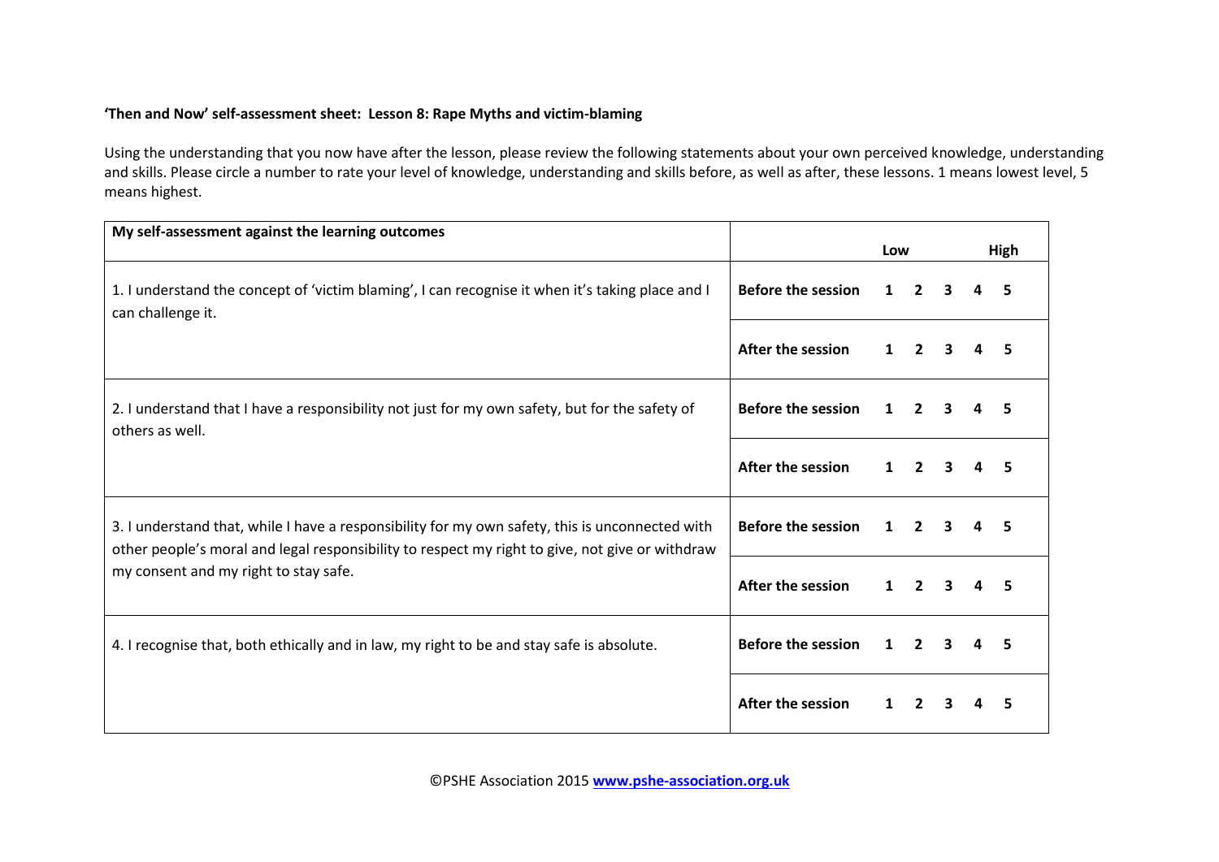**'Then and Now' self-assessment sheet: Lesson 8: Rape Myths and victim-blaming**

Using the understanding that you now have after the lesson, please review the following statements about your own perceived knowledge, understanding and skills. Please circle a number to rate your level of knowledge, understanding and skills before, as well as after, these lessons. 1 means lowest level, 5 means highest.

| **My self-assessment against the learning outcomes** | | **Low** | | | | **High** |
|---|---|---|---|---|---|---|
| 1. I understand the concept of 'victim blaming', I can recognise it when it's taking place and I can challenge it. | **Before the session** | **1** | **2** | **3** | **4** | **5** |
| | **After the session** | **1** | **2** | **3** | **4** | **5** |
| 2. I understand that I have a responsibility not just for my own safety, but for the safety of others as well. | **Before the session** | **1** | **2** | **3** | **4** | **5** |
| | **After the session** | **1** | **2** | **3** | **4** | **5** |
| 3. I understand that, while I have a responsibility for my own safety, this is unconnected with other people's moral and legal responsibility to respect my right to give, not give or withdraw my consent and my right to stay safe. | **Before the session** | **1** | **2** | **3** | **4** | **5** |
| | **After the session** | **1** | **2** | **3** | **4** | **5** |
| 4. I recognise that, both ethically and in law, my right to be and stay safe is absolute. | **Before the session** | **1** | **2** | **3** | **4** | **5** |
| | **After the session** | **1** | **2** | **3** | **4** | **5** |

©PSHE Association 2015 **www.pshe-association.org.uk**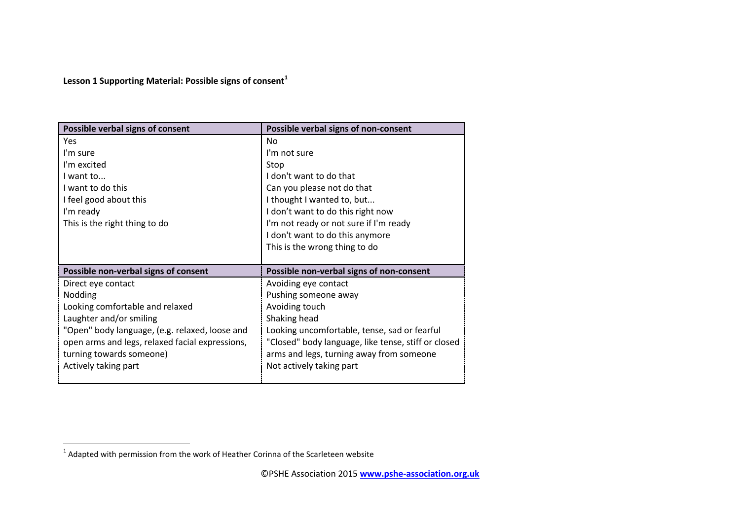**Lesson 1 Supporting Material: Possible signs of consent**[1]

| Possible verbal signs of consent | Possible verbal signs of non-consent |
| --- | --- |
| Yes<br>I'm sure<br>I'm excited<br>I want to...<br>I want to do this<br>I feel good about this<br>I'm ready<br>This is the right thing to do | No<br>I'm not sure<br>Stop<br>I don't want to do that<br>Can you please not do that<br>I thought I wanted to, but...<br>I don't want to do this right now<br>I'm not ready or not sure if I'm ready<br>I don't want to do this anymore<br>This is the wrong thing to do |
| **Possible non-verbal signs of consent** | **Possible non-verbal signs of non-consent** |
| Direct eye contact<br>Nodding<br>Looking comfortable and relaxed<br>Laughter and/or smiling<br>"Open" body language, (e.g. relaxed, loose and open arms and legs, relaxed facial expressions, turning towards someone)<br>Actively taking part | Avoiding eye contact<br>Pushing someone away<br>Avoiding touch<br>Shaking head<br>Looking uncomfortable, tense, sad or fearful<br>"Closed" body language, like tense, stiff or closed arms and legs, turning away from someone<br>Not actively taking part |

[1] Adapted with permission from the work of Heather Corinna of the Scarleteen website

©PSHE Association 2015 **www.pshe-association.org.uk**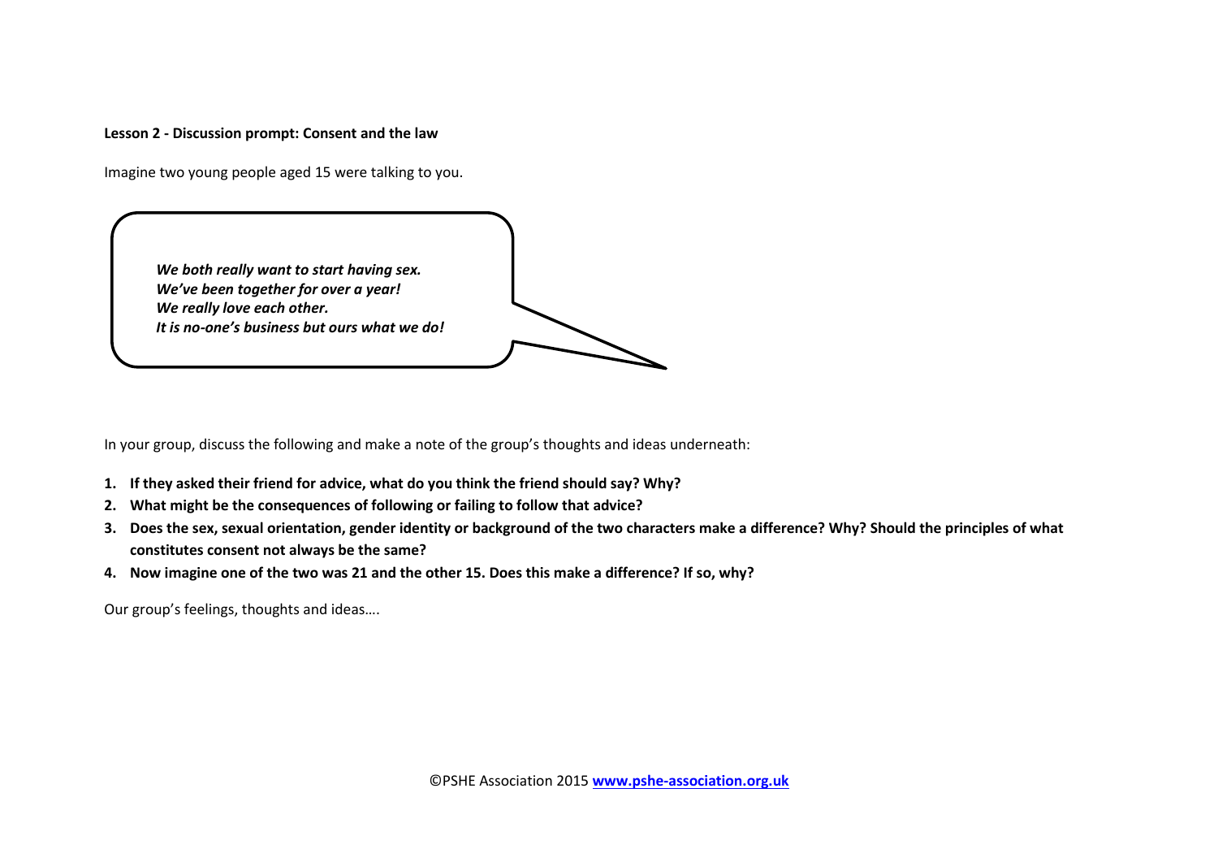**Lesson 2 - Discussion prompt: Consent and the law**

Imagine two young people aged 15 were talking to you.

> ***We both really want to start having sex.***
> ***We've been together for over a year!***
> ***We really love each other.***
> ***It is no-one's business but ours what we do!***

In your group, discuss the following and make a note of the group's thoughts and ideas underneath:

1. **If they asked their friend for advice, what do you think the friend should say? Why?**
2. **What might be the consequences of following or failing to follow that advice?**
3. **Does the sex, sexual orientation, gender identity or background of the two characters make a difference? Why? Should the principles of what constitutes consent not always be the same?**
4. **Now imagine one of the two was 21 and the other 15. Does this make a difference? If so, why?**

Our group's feelings, thoughts and ideas….

©PSHE Association 2015 **www.pshe-association.org.uk**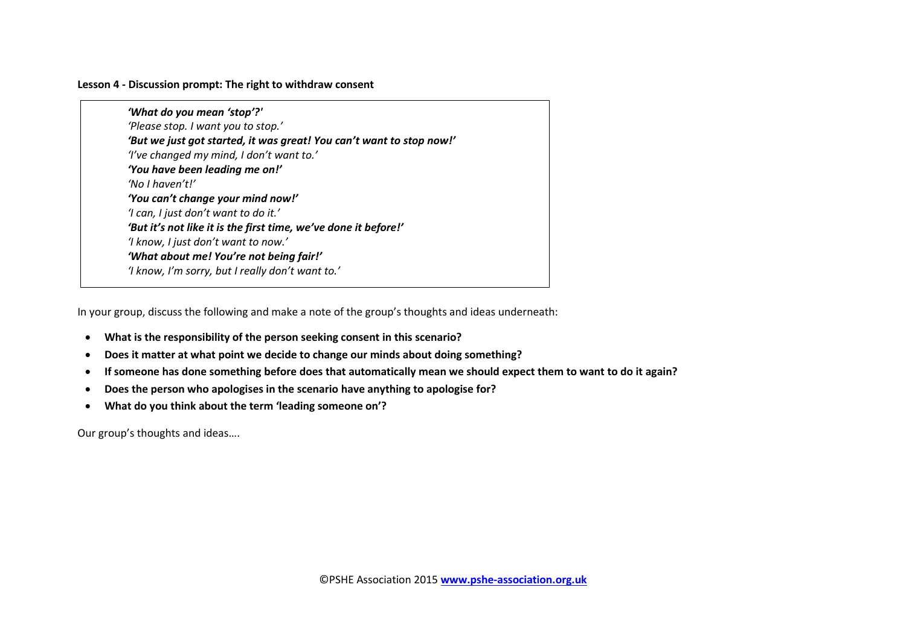**Lesson 4 - Discussion prompt: The right to withdraw consent**

> ***'What do you mean 'stop'?'***
> *'Please stop. I want you to stop.'*
> ***'But we just got started, it was great! You can't want to stop now!'***
> *'I've changed my mind, I don't want to.'*
> ***'You have been leading me on!'***
> *'No I haven't!'*
> ***'You can't change your mind now!'***
> *'I can, I just don't want to do it.'*
> ***'But it's not like it is the first time, we've done it before!'***
> *'I know, I just don't want to now.'*
> ***'What about me! You're not being fair!'***
> *'I know, I'm sorry, but I really don't want to.'*

In your group, discuss the following and make a note of the group's thoughts and ideas underneath:

- **What is the responsibility of the person seeking consent in this scenario?**
- **Does it matter at what point we decide to change our minds about doing something?**
- **If someone has done something before does that automatically mean we should expect them to want to do it again?**
- **Does the person who apologises in the scenario have anything to apologise for?**
- **What do you think about the term 'leading someone on'?**

Our group's thoughts and ideas….

©PSHE Association 2015 **[www.pshe-association.org.uk](http://www.pshe-association.org.uk)**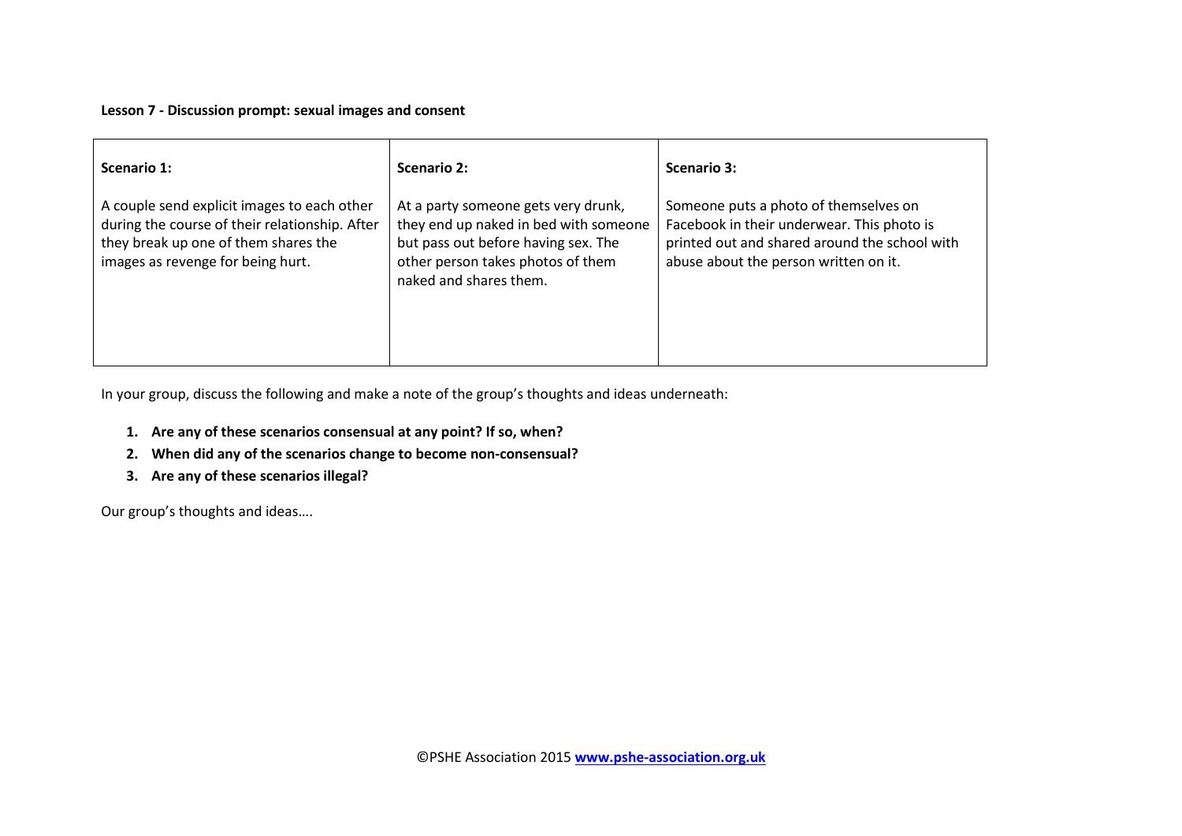**Lesson 7 - Discussion prompt: sexual images and consent**

| Scenario 1: | Scenario 2: | Scenario 3: |
|---|---|---|
| A couple send explicit images to each other during the course of their relationship. After they break up one of them shares the images as revenge for being hurt. | At a party someone gets very drunk, they end up naked in bed with someone but pass out before having sex. The other person takes photos of them naked and shares them. | Someone puts a photo of themselves on Facebook in their underwear. This photo is printed out and shared around the school with abuse about the person written on it. |

In your group, discuss the following and make a note of the group's thoughts and ideas underneath:

1. **Are any of these scenarios consensual at any point? If so, when?**
2. **When did any of the scenarios change to become non-consensual?**
3. **Are any of these scenarios illegal?**

Our group's thoughts and ideas….

©PSHE Association 2015 **www.pshe-association.org.uk**